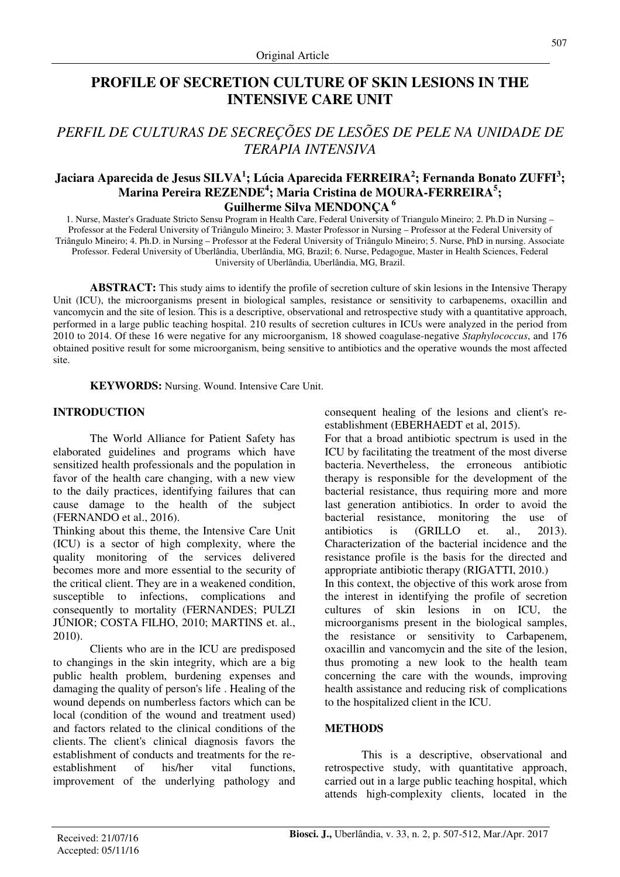Original Article

# PROFILE OF SECRETION CULTURE OF SKIN LESIONS IN THE INTENSIVE CARE UNIT

## *PERFIL DE CULTURAS DE SECREÇÕES DE LESÕES DE PELE NA UNIDADE DE TERAPIA INTENSIVA*

**Jaciara Aparecida de Jesus SILVA[1]; Lúcia Aparecida FERREIRA[2]; Fernanda Bonato ZUFFI[3]; Marina Pereira REZENDE[4]; Maria Cristina de MOURA-FERREIRA[5]; Guilherme Silva MENDONÇA [6]**

1. Nurse, Master's Graduate Stricto Sensu Program in Health Care, Federal University of Triangulo Mineiro; 2. Ph.D in Nursing – Professor at the Federal University of Triângulo Mineiro; 3. Master Professor in Nursing – Professor at the Federal University of Triângulo Mineiro; 4. Ph.D. in Nursing – Professor at the Federal University of Triângulo Mineiro; 5. Nurse, PhD in nursing. Associate Professor. Federal University of Uberlândia, Uberlândia, MG, Brazil; 6. Nurse, Pedagogue, Master in Health Sciences, Federal University of Uberlândia, Uberlândia, MG, Brazil.

**ABSTRACT:** This study aims to identify the profile of secretion culture of skin lesions in the Intensive Therapy Unit (ICU), the microorganisms present in biological samples, resistance or sensitivity to carbapenems, oxacillin and vancomycin and the site of lesion. This is a descriptive, observational and retrospective study with a quantitative approach, performed in a large public teaching hospital. 210 results of secretion cultures in ICUs were analyzed in the period from 2010 to 2014. Of these 16 were negative for any microorganism, 18 showed coagulase-negative *Staphylococcus*, and 176 obtained positive result for some microorganism, being sensitive to antibiotics and the operative wounds the most affected site.

**KEYWORDS:** Nursing. Wound. Intensive Care Unit.

## INTRODUCTION

The World Alliance for Patient Safety has elaborated guidelines and programs which have sensitized health professionals and the population in favor of the health care changing, with a new view to the daily practices, identifying failures that can cause damage to the health of the subject (FERNANDO et al., 2016).

Thinking about this theme, the Intensive Care Unit (ICU) is a sector of high complexity, where the quality monitoring of the services delivered becomes more and more essential to the security of the critical client. They are in a weakened condition, susceptible to infections, complications and consequently to mortality (FERNANDES; PULZI JÚNIOR; COSTA FILHO, 2010; MARTINS et. al., 2010).

Clients who are in the ICU are predisposed to changings in the skin integrity, which are a big public health problem, burdening expenses and damaging the quality of person's life . Healing of the wound depends on numberless factors which can be local (condition of the wound and treatment used) and factors related to the clinical conditions of the clients. The client's clinical diagnosis favors the establishment of conducts and treatments for the re-establishment of his/her vital functions, improvement of the underlying pathology and consequent healing of the lesions and client's re-establishment (EBERHAEDT et al, 2015).

For that a broad antibiotic spectrum is used in the ICU by facilitating the treatment of the most diverse bacteria. Nevertheless, the erroneous antibiotic therapy is responsible for the development of the bacterial resistance, thus requiring more and more last generation antibiotics. In order to avoid the bacterial resistance, monitoring the use of antibiotics is (GRILLO et. al., 2013). Characterization of the bacterial incidence and the resistance profile is the basis for the directed and appropriate antibiotic therapy (RIGATTI, 2010.)

In this context, the objective of this work arose from the interest in identifying the profile of secretion cultures of skin lesions in on ICU, the microorganisms present in the biological samples, the resistance or sensitivity to Carbapenem, oxacillin and vancomycin and the site of the lesion, thus promoting a new look to the health team concerning the care with the wounds, improving health assistance and reducing risk of complications to the hospitalized client in the ICU.

## METHODS

This is a descriptive, observational and retrospective study, with quantitative approach, carried out in a large public teaching hospital, which attends high-complexity clients, located in the

Received: 21/07/16
Accepted: 05/11/16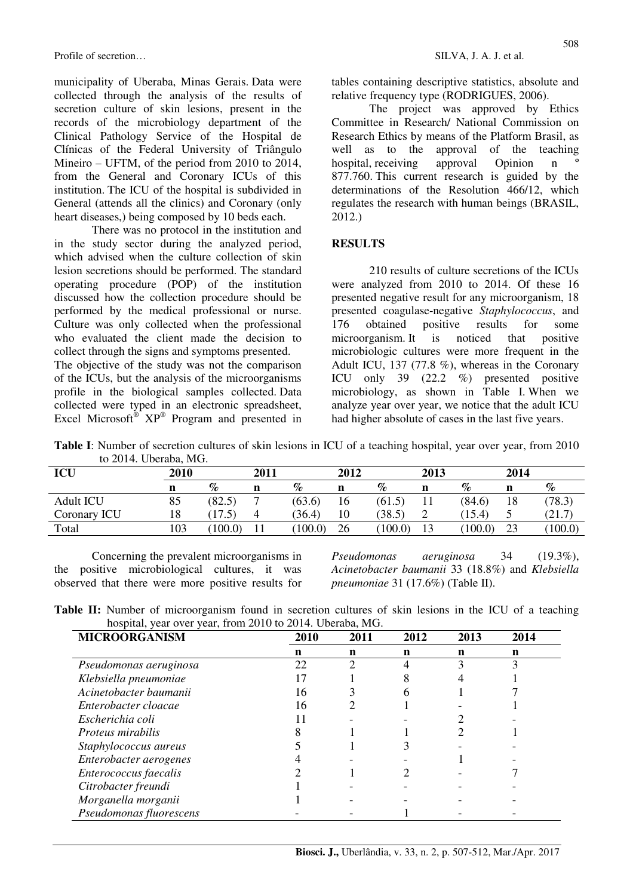municipality of Uberaba, Minas Gerais. Data were collected through the analysis of the results of secretion culture of skin lesions, present in the records of the microbiology department of the Clinical Pathology Service of the Hospital de Clínicas of the Federal University of Triângulo Mineiro – UFTM, of the period from 2010 to 2014, from the General and Coronary ICUs of this institution. The ICU of the hospital is subdivided in General (attends all the clinics) and Coronary (only heart diseases,) being composed by 10 beds each.

There was no protocol in the institution and in the study sector during the analyzed period, which advised when the culture collection of skin lesion secretions should be performed. The standard operating procedure (POP) of the institution discussed how the collection procedure should be performed by the medical professional or nurse. Culture was only collected when the professional who evaluated the client made the decision to collect through the signs and symptoms presented.

The objective of the study was not the comparison of the ICUs, but the analysis of the microorganisms profile in the biological samples collected. Data collected were typed in an electronic spreadsheet, Excel Microsoft® XP® Program and presented in tables containing descriptive statistics, absolute and relative frequency type (RODRIGUES, 2006).

The project was approved by Ethics Committee in Research/ National Commission on Research Ethics by means of the Platform Brasil, as well as to the approval of the teaching hospital, receiving approval Opinion n º 877.760. This current research is guided by the determinations of the Resolution 466/12, which regulates the research with human beings (BRASIL, 2012.)

## RESULTS

210 results of culture secretions of the ICUs were analyzed from 2010 to 2014. Of these 16 presented negative result for any microorganism, 18 presented coagulase-negative *Staphylococcus*, and 176 obtained positive results for some microorganism. It is noticed that positive microbiologic cultures were more frequent in the Adult ICU, 137 (77.8 %), whereas in the Coronary ICU only 39 (22.2 %) presented positive microbiology, as shown in Table I. When we analyze year over year, we notice that the adult ICU had higher absolute of cases in the last five years.

**Table I**: Number of secretion cultures of skin lesions in ICU of a teaching hospital, year over year, from 2010 to 2014. Uberaba, MG.

| ICU | 2010 | | 2011 | | 2012 | | 2013 | | 2014 | |
|---|---|---|---|---|---|---|---|---|---|---|
| | n | % | n | % | n | % | n | % | n | % |
| Adult ICU | 85 | (82.5) | 7 | (63.6) | 16 | (61.5) | 11 | (84.6) | 18 | (78.3) |
| Coronary ICU | 18 | (17.5) | 4 | (36.4) | 10 | (38.5) | 2 | (15.4) | 5 | (21.7) |
| Total | 103 | (100.0) | 11 | (100.0) | 26 | (100.0) | 13 | (100.0) | 23 | (100.0) |

Concerning the prevalent microorganisms in the positive microbiological cultures, it was observed that there were more positive results for *Pseudomonas aeruginosa* 34 (19.3%), *Acinetobacter baumanii* 33 (18.8%) and *Klebsiella pneumoniae* 31 (17.6%) (Table II).

**Table II:** Number of microorganism found in secretion cultures of skin lesions in the ICU of a teaching hospital, year over year, from 2010 to 2014. Uberaba, MG.

| MICROORGANISM | 2010 | 2011 | 2012 | 2013 | 2014 |
|---|---|---|---|---|---|
| | n | n | n | n | n |
| *Pseudomonas aeruginosa* | 22 | 2 | 4 | 3 | 3 |
| *Klebsiella pneumoniae* | 17 | 1 | 8 | 4 | 1 |
| *Acinetobacter baumanii* | 16 | 3 | 6 | 1 | 7 |
| *Enterobacter cloacae* | 16 | 2 | 1 | - | 1 |
| *Escherichia coli* | 11 | - | - | 2 | - |
| *Proteus mirabilis* | 8 | 1 | 1 | 2 | 1 |
| *Staphylococcus aureus* | 5 | 1 | 3 | - | - |
| *Enterobacter aerogenes* | 4 | - | - | 1 | - |
| *Enterococcus faecalis* | 2 | 1 | 2 | - | 7 |
| *Citrobacter freundi* | 1 | - | - | - | - |
| *Morganella morganii* | 1 | - | - | - | - |
| *Pseudomonas fluorescens* | - | - | 1 | - | - |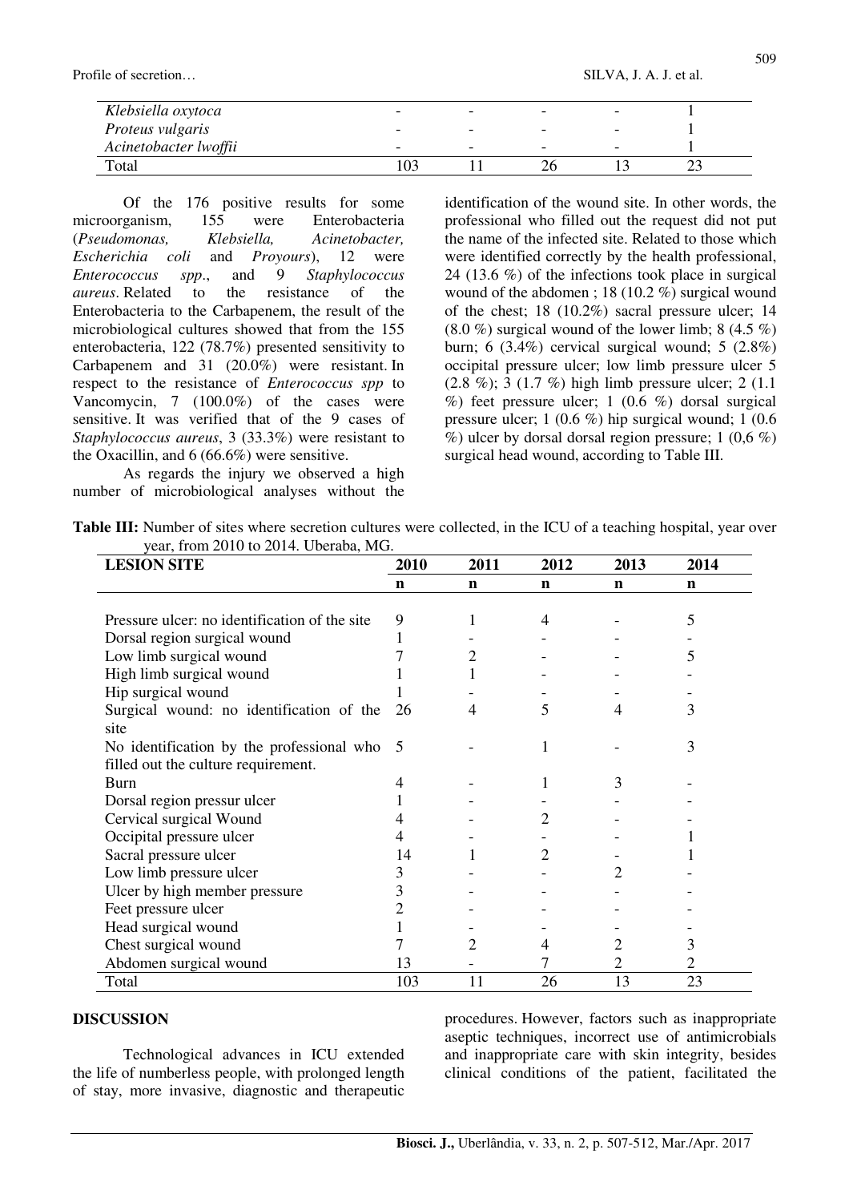| | | | | | |
|---|---|---|---|---|---|
| *Klebsiella oxytoca* | - | - | - | - | 1 |
| *Proteus vulgaris* | - | - | - | - | 1 |
| *Acinetobacter lwoffii* | - | - | - | - | 1 |
| Total | 103 | 11 | 26 | 13 | 23 |

Of the 176 positive results for some microorganism, 155 were Enterobacteria (*Pseudomonas, Klebsiella, Acinetobacter, Escherichia coli* and *Proyours*), 12 were *Enterococcus spp*., and 9 *Staphylococcus aureus*. Related to the resistance of the Enterobacteria to the Carbapenem, the result of the microbiological cultures showed that from the 155 enterobacteria, 122 (78.7%) presented sensitivity to Carbapenem and 31 (20.0%) were resistant. In respect to the resistance of *Enterococcus spp* to Vancomycin, 7 (100.0%) of the cases were sensitive. It was verified that of the 9 cases of *Staphylococcus aureus*, 3 (33.3%) were resistant to the Oxacillin, and 6 (66.6%) were sensitive.

As regards the injury we observed a high number of microbiological analyses without the identification of the wound site. In other words, the professional who filled out the request did not put the name of the infected site. Related to those which were identified correctly by the health professional, 24 (13.6 %) of the infections took place in surgical wound of the abdomen ; 18 (10.2 %) surgical wound of the chest; 18 (10.2%) sacral pressure ulcer; 14 (8.0 %) surgical wound of the lower limb; 8 (4.5 %) burn; 6 (3.4%) cervical surgical wound; 5 (2.8%) occipital pressure ulcer; low limb pressure ulcer 5 (2.8 %); 3 (1.7 %) high limb pressure ulcer; 2 (1.1 %) feet pressure ulcer; 1 (0.6 %) dorsal surgical pressure ulcer; 1 (0.6 %) hip surgical wound; 1 (0.6 %) ulcer by dorsal dorsal region pressure; 1 (0,6 %) surgical head wound, according to Table III.

**Table III:** Number of sites where secretion cultures were collected, in the ICU of a teaching hospital, year over year, from 2010 to 2014. Uberaba, MG.

| **LESION SITE** | **2010** | **2011** | **2012** | **2013** | **2014** |
|---|---|---|---|---|---|
| | **n** | **n** | **n** | **n** | **n** |
| Pressure ulcer: no identification of the site | 9 | 1 | 4 | - | 5 |
| Dorsal region surgical wound | 1 | - | - | - | - |
| Low limb surgical wound | 7 | 2 | - | - | 5 |
| High limb surgical wound | 1 | 1 | - | - | - |
| Hip surgical wound | 1 | - | - | - | - |
| Surgical wound: no identification of the site | 26 | 4 | 5 | 4 | 3 |
| No identification by the professional who filled out the culture requirement. | 5 | - | 1 | - | 3 |
| Burn | 4 | - | 1 | 3 | - |
| Dorsal region pressur ulcer | 1 | - | - | - | - |
| Cervical surgical Wound | 4 | - | 2 | - | - |
| Occipital pressure ulcer | 4 | - | - | - | 1 |
| Sacral pressure ulcer | 14 | 1 | 2 | - | 1 |
| Low limb pressure ulcer | 3 | - | - | 2 | - |
| Ulcer by high member pressure | 3 | - | - | - | - |
| Feet pressure ulcer | 2 | - | - | - | - |
| Head surgical wound | 1 | - | - | - | - |
| Chest surgical wound | 7 | 2 | 4 | 2 | 3 |
| Abdomen surgical wound | 13 | - | 7 | 2 | 2 |
| Total | 103 | 11 | 26 | 13 | 23 |

## DISCUSSION

Technological advances in ICU extended the life of numberless people, with prolonged length of stay, more invasive, diagnostic and therapeutic procedures. However, factors such as inappropriate aseptic techniques, incorrect use of antimicrobials and inappropriate care with skin integrity, besides clinical conditions of the patient, facilitated the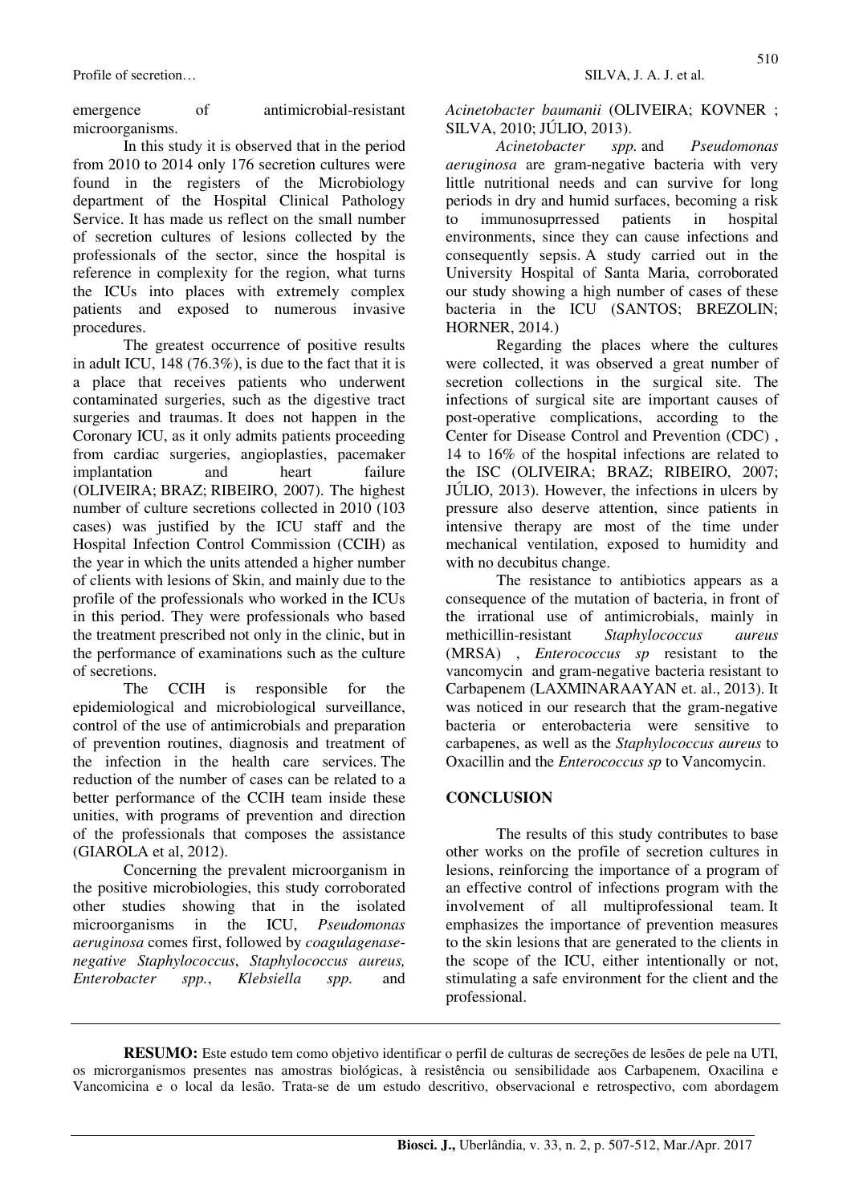emergence of antimicrobial-resistant microorganisms.

In this study it is observed that in the period from 2010 to 2014 only 176 secretion cultures were found in the registers of the Microbiology department of the Hospital Clinical Pathology Service. It has made us reflect on the small number of secretion cultures of lesions collected by the professionals of the sector, since the hospital is reference in complexity for the region, what turns the ICUs into places with extremely complex patients and exposed to numerous invasive procedures.

The greatest occurrence of positive results in adult ICU, 148 (76.3%), is due to the fact that it is a place that receives patients who underwent contaminated surgeries, such as the digestive tract surgeries and traumas. It does not happen in the Coronary ICU, as it only admits patients proceeding from cardiac surgeries, angioplasties, pacemaker implantation and heart failure (OLIVEIRA; BRAZ; RIBEIRO, 2007). The highest number of culture secretions collected in 2010 (103 cases) was justified by the ICU staff and the Hospital Infection Control Commission (CCIH) as the year in which the units attended a higher number of clients with lesions of Skin, and mainly due to the profile of the professionals who worked in the ICUs in this period. They were professionals who based the treatment prescribed not only in the clinic, but in the performance of examinations such as the culture of secretions.

The CCIH is responsible for the epidemiological and microbiological surveillance, control of the use of antimicrobials and preparation of prevention routines, diagnosis and treatment of the infection in the health care services. The reduction of the number of cases can be related to a better performance of the CCIH team inside these unities, with programs of prevention and direction of the professionals that composes the assistance (GIAROLA et al, 2012).

Concerning the prevalent microorganism in the positive microbiologies, this study corroborated other studies showing that in the isolated microorganisms in the ICU, *Pseudomonas aeruginosa* comes first, followed by *coagulagenase-negative Staphylococcus*, *Staphylococcus aureus, Enterobacter spp.*, *Klebsiella spp.* and *Acinetobacter baumanii* (OLIVEIRA; KOVNER ; SILVA, 2010; JÚLIO, 2013).

*Acinetobacter spp.* and *Pseudomonas aeruginosa* are gram-negative bacteria with very little nutritional needs and can survive for long periods in dry and humid surfaces, becoming a risk to immunosuprressed patients in hospital environments, since they can cause infections and consequently sepsis. A study carried out in the University Hospital of Santa Maria, corroborated our study showing a high number of cases of these bacteria in the ICU (SANTOS; BREZOLIN; HORNER, 2014.)

Regarding the places where the cultures were collected, it was observed a great number of secretion collections in the surgical site. The infections of surgical site are important causes of post-operative complications, according to the Center for Disease Control and Prevention (CDC) , 14 to 16% of the hospital infections are related to the ISC (OLIVEIRA; BRAZ; RIBEIRO, 2007; JÚLIO, 2013). However, the infections in ulcers by pressure also deserve attention, since patients in intensive therapy are most of the time under mechanical ventilation, exposed to humidity and with no decubitus change.

The resistance to antibiotics appears as a consequence of the mutation of bacteria, in front of the irrational use of antimicrobials, mainly in methicillin-resistant *Staphylococcus aureus* (MRSA) , *Enterococcus sp* resistant to the vancomycin and gram-negative bacteria resistant to Carbapenem (LAXMINARAAYAN et. al., 2013). It was noticed in our research that the gram-negative bacteria or enterobacteria were sensitive to carbapenes, as well as the *Staphylococcus aureus* to Oxacillin and the *Enterococcus sp* to Vancomycin.

## CONCLUSION

The results of this study contributes to base other works on the profile of secretion cultures in lesions, reinforcing the importance of a program of an effective control of infections program with the involvement of all multiprofessional team. It emphasizes the importance of prevention measures to the skin lesions that are generated to the clients in the scope of the ICU, either intentionally or not, stimulating a safe environment for the client and the professional.

---

**RESUMO:** Este estudo tem como objetivo identificar o perfil de culturas de secreções de lesões de pele na UTI, os microrganismos presentes nas amostras biológicas, à resistência ou sensibilidade aos Carbapenem, Oxacilina e Vancomicina e o local da lesão. Trata-se de um estudo descritivo, observacional e retrospectivo, com abordagem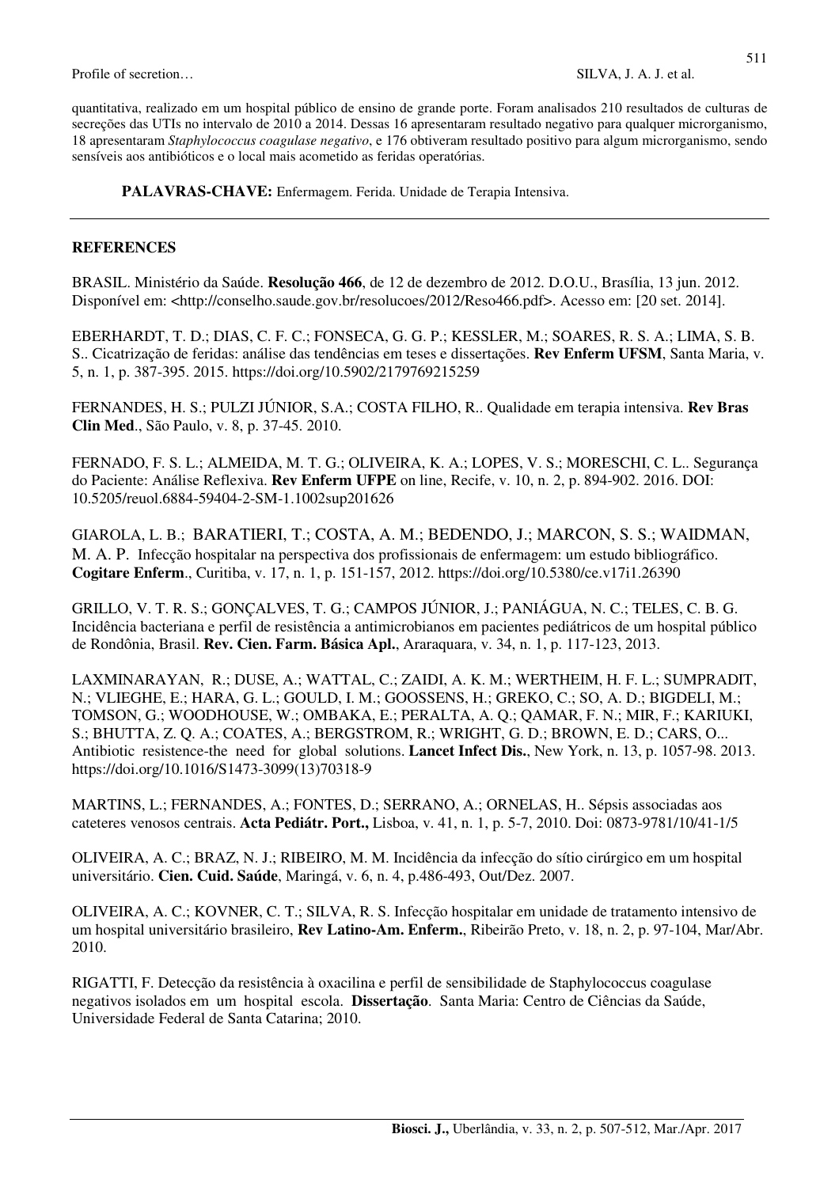quantitativa, realizado em um hospital público de ensino de grande porte. Foram analisados 210 resultados de culturas de secreções das UTIs no intervalo de 2010 a 2014. Dessas 16 apresentaram resultado negativo para qualquer microrganismo, 18 apresentaram *Staphylococcus coagulase negativo*, e 176 obtiveram resultado positivo para algum microrganismo, sendo sensíveis aos antibióticos e o local mais acometido as feridas operatórias.

**PALAVRAS-CHAVE:** Enfermagem. Ferida. Unidade de Terapia Intensiva.

---

## REFERENCES

BRASIL. Ministério da Saúde. **Resolução 466**, de 12 de dezembro de 2012. D.O.U., Brasília, 13 jun. 2012. Disponível em: <http://conselho.saude.gov.br/resolucoes/2012/Reso466.pdf>. Acesso em: [20 set. 2014].

EBERHARDT, T. D.; DIAS, C. F. C.; FONSECA, G. G. P.; KESSLER, M.; SOARES, R. S. A.; LIMA, S. B. S.. Cicatrização de feridas: análise das tendências em teses e dissertações. **Rev Enferm UFSM**, Santa Maria, v. 5, n. 1, p. 387-395. 2015. https://doi.org/10.5902/2179769215259

FERNANDES, H. S.; PULZI JÚNIOR, S.A.; COSTA FILHO, R.. Qualidade em terapia intensiva. **Rev Bras Clin Med**., São Paulo, v. 8, p. 37-45. 2010.

FERNADO, F. S. L.; ALMEIDA, M. T. G.; OLIVEIRA, K. A.; LOPES, V. S.; MORESCHI, C. L.. Segurança do Paciente: Análise Reflexiva. **Rev Enferm UFPE** on line, Recife, v. 10, n. 2, p. 894-902. 2016. DOI: 10.5205/reuol.6884-59404-2-SM-1.1002sup201626

GIAROLA, L. B.; BARATIERI, T.; COSTA, A. M.; BEDENDO, J.; MARCON, S. S.; WAIDMAN, M. A. P. Infecção hospitalar na perspectiva dos profissionais de enfermagem: um estudo bibliográfico. **Cogitare Enferm**., Curitiba, v. 17, n. 1, p. 151-157, 2012. https://doi.org/10.5380/ce.v17i1.26390

GRILLO, V. T. R. S.; GONÇALVES, T. G.; CAMPOS JÚNIOR, J.; PANIÁGUA, N. C.; TELES, C. B. G. Incidência bacteriana e perfil de resistência a antimicrobianos em pacientes pediátricos de um hospital público de Rondônia, Brasil. **Rev. Cien. Farm. Básica Apl.**, Araraquara, v. 34, n. 1, p. 117-123, 2013.

LAXMINARAYAN, R.; DUSE, A.; WATTAL, C.; ZAIDI, A. K. M.; WERTHEIM, H. F. L.; SUMPRADIT, N.; VLIEGHE, E.; HARA, G. L.; GOULD, I. M.; GOOSSENS, H.; GREKO, C.; SO, A. D.; BIGDELI, M.; TOMSON, G.; WOODHOUSE, W.; OMBAKA, E.; PERALTA, A. Q.; QAMAR, F. N.; MIR, F.; KARIUKI, S.; BHUTTA, Z. Q. A.; COATES, A.; BERGSTROM, R.; WRIGHT, G. D.; BROWN, E. D.; CARS, O... Antibiotic resistence-the need for global solutions. **Lancet Infect Dis.**, New York, n. 13, p. 1057-98. 2013. https://doi.org/10.1016/S1473-3099(13)70318-9

MARTINS, L.; FERNANDES, A.; FONTES, D.; SERRANO, A.; ORNELAS, H.. Sépsis associadas aos cateteres venosos centrais. **Acta Pediátr. Port.,** Lisboa, v. 41, n. 1, p. 5-7, 2010. Doi: 0873-9781/10/41-1/5

OLIVEIRA, A. C.; BRAZ, N. J.; RIBEIRO, M. M. Incidência da infecção do sítio cirúrgico em um hospital universitário. **Cien. Cuid. Saúde**, Maringá, v. 6, n. 4, p.486-493, Out/Dez. 2007.

OLIVEIRA, A. C.; KOVNER, C. T.; SILVA, R. S. Infecção hospitalar em unidade de tratamento intensivo de um hospital universitário brasileiro, **Rev Latino-Am. Enferm.**, Ribeirão Preto, v. 18, n. 2, p. 97-104, Mar/Abr. 2010.

RIGATTI, F. Detecção da resistência à oxacilina e perfil de sensibilidade de Staphylococcus coagulase negativos isolados em um hospital escola. **Dissertação**. Santa Maria: Centro de Ciências da Saúde, Universidade Federal de Santa Catarina; 2010.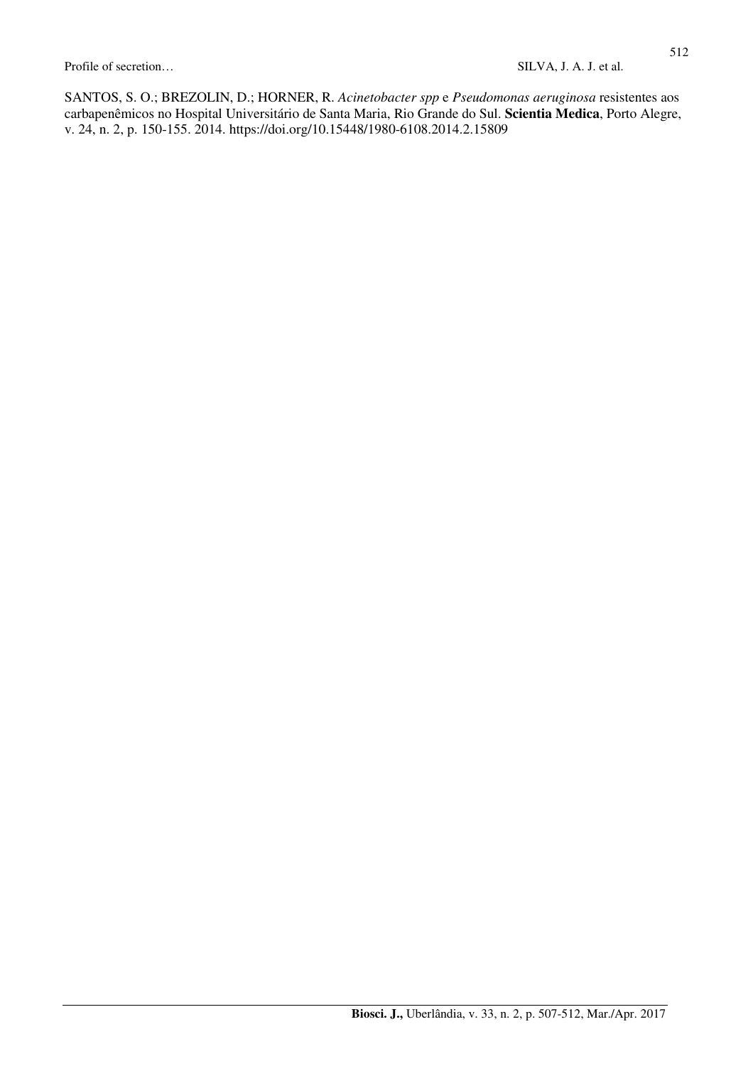SANTOS, S. O.; BREZOLIN, D.; HORNER, R. *Acinetobacter spp* e *Pseudomonas aeruginosa* resistentes aos carbapenêmicos no Hospital Universitário de Santa Maria, Rio Grande do Sul. **Scientia Medica**, Porto Alegre, v. 24, n. 2, p. 150-155. 2014. https://doi.org/10.15448/1980-6108.2014.2.15809